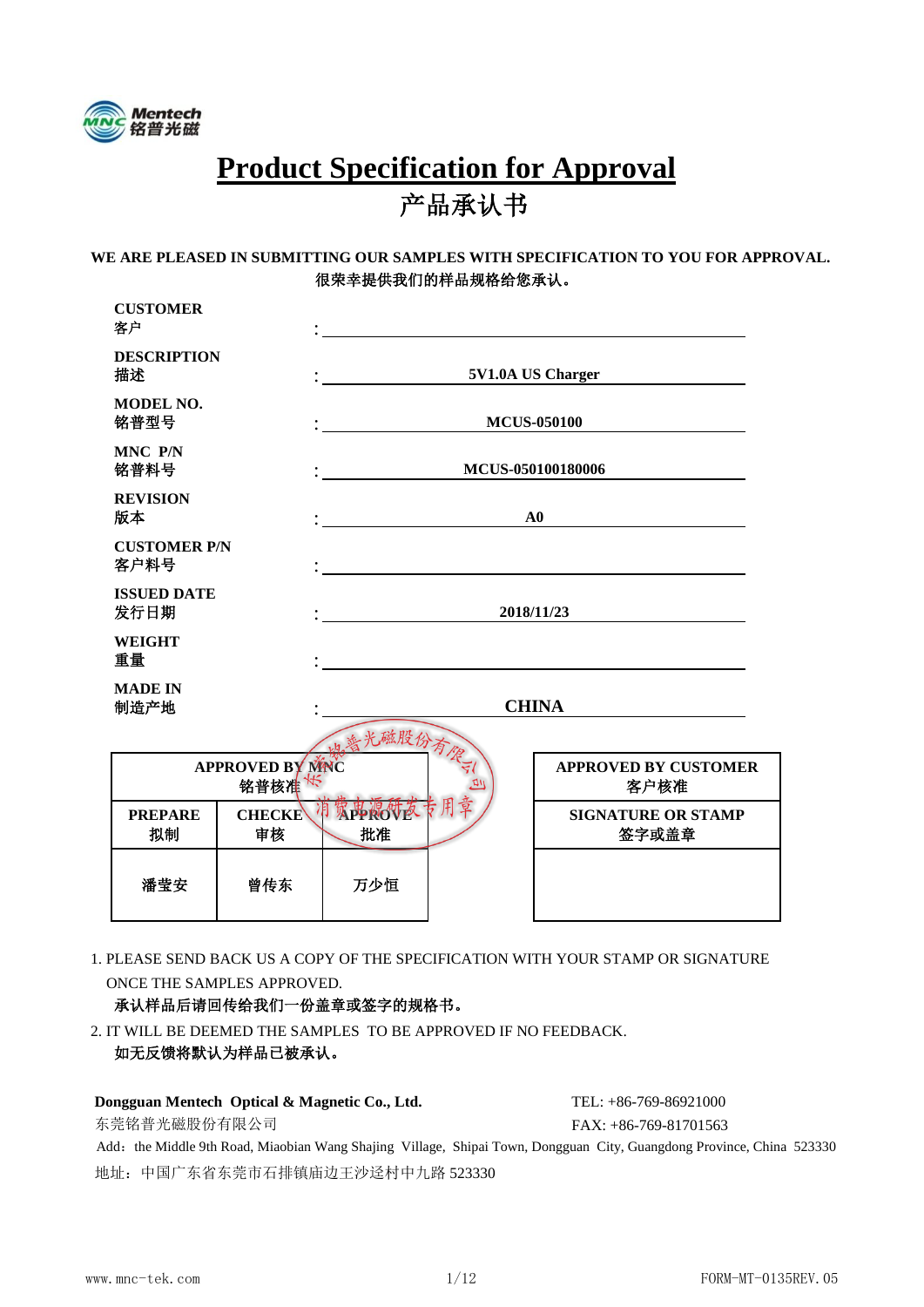Mentech 铭普光磁

# Product Specification for Approval

# 产品承认书

**WE ARE PLEASED IN SUBMITTING OUR SAMPLES WITH SPECIFICATION TO YOU FOR APPROVAL.**
**很荣幸提供我们的样品规格给您承认。**

| | | |
|---|---|---|
| **CUSTOMER** 客户 | : | |
| **DESCRIPTION** 描述 | : | **5V1.0A US Charger** |
| **MODEL NO.** 铭普型号 | : | **MCUS-050100** |
| **MNC P/N** 铭普料号 | : | **MCUS-050100180006** |
| **REVISION** 版本 | : | **A0** |
| **CUSTOMER P/N** 客户料号 | : | |
| **ISSUED DATE** 发行日期 | : | **2018/11/23** |
| **WEIGHT** 重量 | : | |
| **MADE IN** 制造产地 | : | **CHINA** |

| **APPROVED BY MNC 铭普核准** | | |
|---|---|---|
| **PREPARE 拟制** | **CHECKED 审核** | **APPROVE 批准** |
| 潘莹安 | 曾传东 | 万少恒 |

(Stamp: 东莞铭普光磁股份有限公司 消费电源研发专用章)

| **APPROVED BY CUSTOMER 客户核准** |
|---|
| **SIGNATURE OR STAMP 签字或盖章** |
| |

1. PLEASE SEND BACK US A COPY OF THE SPECIFICATION WITH YOUR STAMP OR SIGNATURE ONCE THE SAMPLES APPROVED.
   **承认样品后请回传给我们一份盖章或签字的规格书。**
2. IT WILL BE DEEMED THE SAMPLES TO BE APPROVED IF NO FEEDBACK.
   **如无反馈将默认为样品已被承认。**

**Dongguan Mentech Optical & Magnetic Co., Ltd.**
东莞铭普光磁股份有限公司
TEL: +86-769-86921000
FAX: +86-769-81701563
Add：the Middle 9th Road, Miaobian Wang Shajing Village, Shipai Town, Dongguan City, Guangdong Province, China 523330
地址：中国广东省东莞市石排镇庙边王沙迳村中九路 523330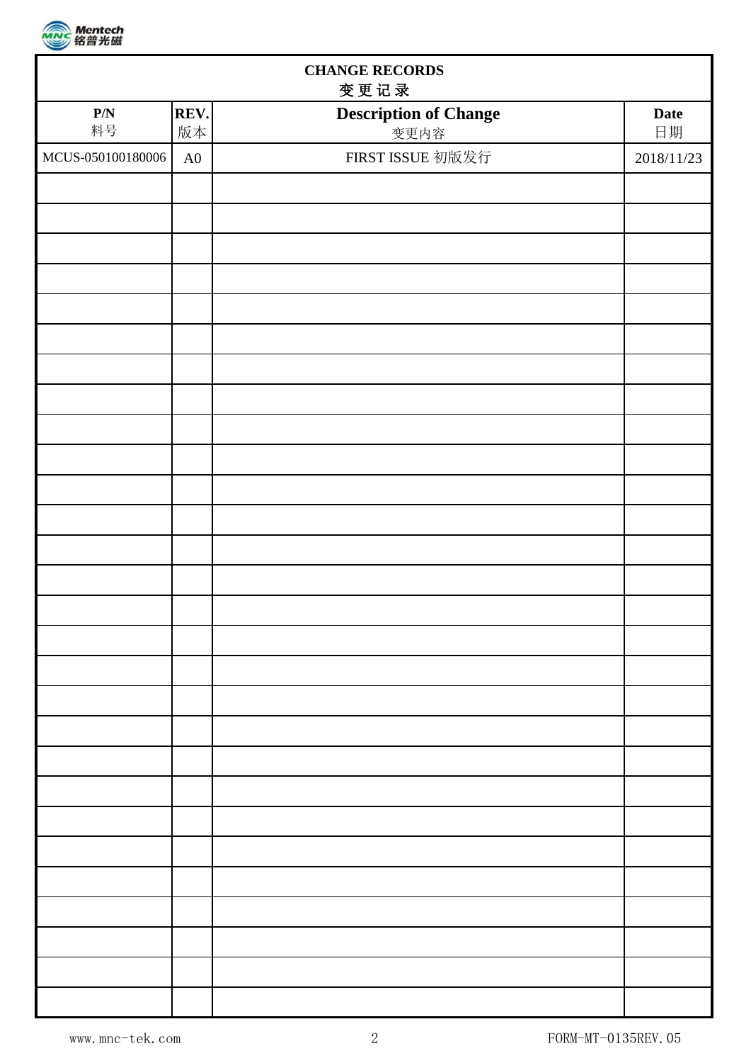# CHANGE RECORDS
# 变 更 记 录

| **P/N** 料号 | **REV.** 版本 | **Description of Change** 变更内容 | **Date** 日期 |
|---|---|---|---|
| MCUS-050100180006 | A0 | FIRST ISSUE 初版发行 | 2018/11/23 |
| | | | |
| | | | |
| | | | |
| | | | |
| | | | |
| | | | |
| | | | |
| | | | |
| | | | |
| | | | |
| | | | |
| | | | |
| | | | |
| | | | |
| | | | |
| | | | |
| | | | |
| | | | |
| | | | |
| | | | |
| | | | |
| | | | |
| | | | |
| | | | |
| | | | |
| | | | |
| | | | |
| | | | |
| | | | |
| | | | |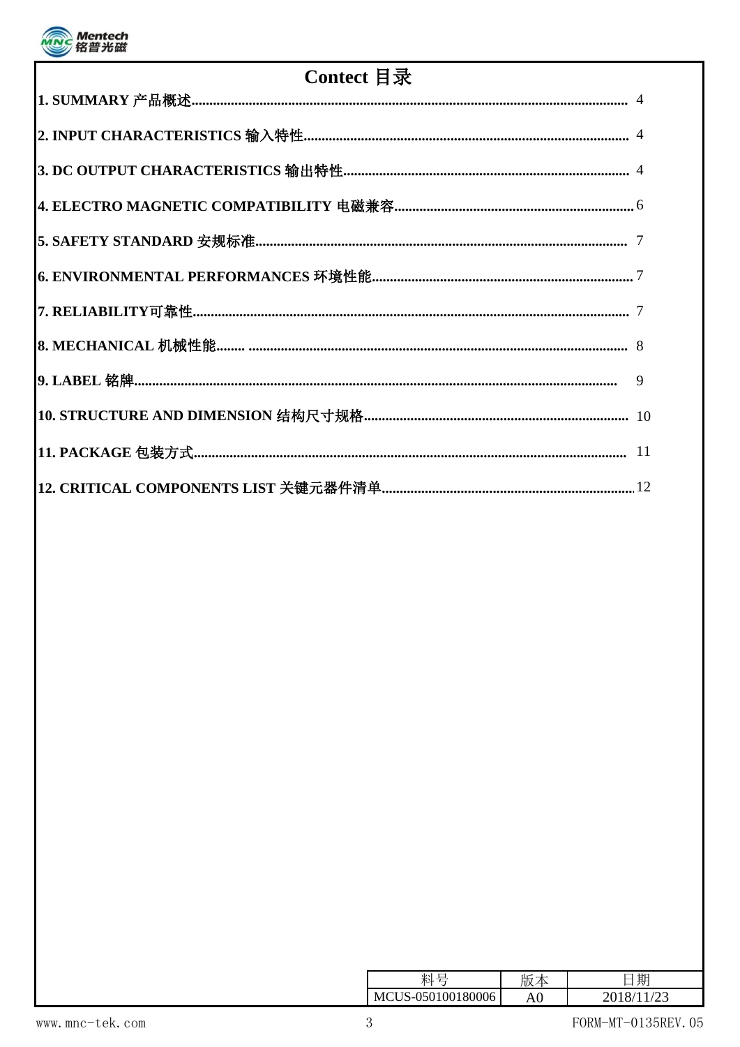# Contect 目录

**1. SUMMARY 产品概述** ........................................................ 4

**2. INPUT CHARACTERISTICS 输入特性** ........................................................ 4

**3. DC OUTPUT CHARACTERISTICS 输出特性** ........................................................ 4

**4. ELECTRO MAGNETIC COMPATIBILITY 电磁兼容** ........................................................ 6

**5. SAFETY STANDARD 安规标准** ........................................................ 7

**6. ENVIRONMENTAL PERFORMANCES 环境性能** ........................................................ 7

**7. RELIABILITY可靠性** ........................................................ 7

**8. MECHANICAL 机械性能** ........................................................ 8

**9. LABEL 铭牌** ........................................................ 9

**10. STRUCTURE AND DIMENSION 结构尺寸规格** ........................................................ 10

**11. PACKAGE 包装方式** ........................................................ 11

**12. CRITICAL COMPONENTS LIST 关键元器件清单** ........................................................ 12

| 料号 | 版本 | 日期 |
|---|---|---|
| MCUS-050100180006 | A0 | 2018/11/23 |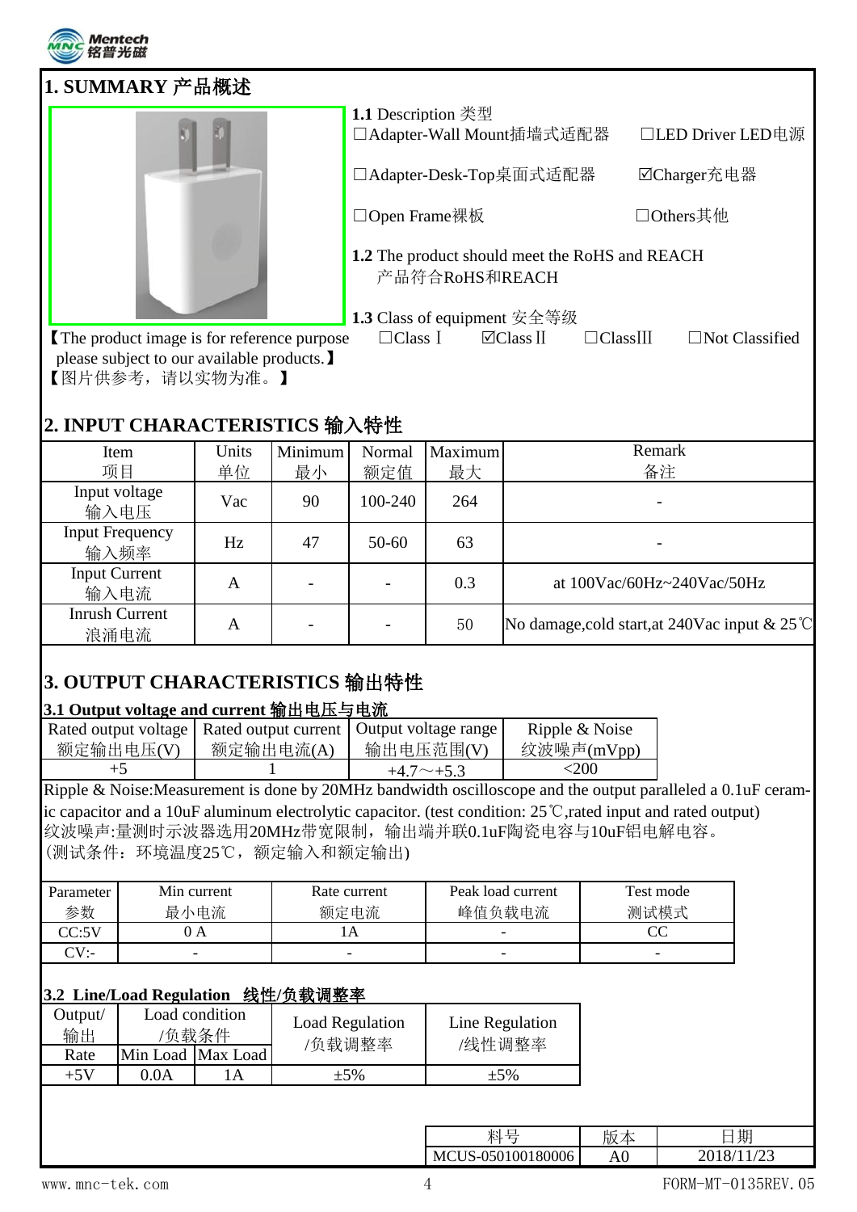## 1. SUMMARY 产品概述

【The product image is for reference purpose please subject to our available products.】
【图片供参考，请以实物为准。】

**1.1** Description 类型

☐Adapter-Wall Mount插墙式适配器　☐LED Driver LED电源

☐Adapter-Desk-Top桌面式适配器　☑Charger充电器

☐Open Frame裸板　☐Others其他

**1.2** The product should meet the RoHS and REACH
产品符合RoHS和REACH

**1.3** Class of equipment 安全等级
☐Class Ⅰ　☑Class Ⅱ　☐ClassⅢ　☐Not Classified

## 2. INPUT CHARACTERISTICS 输入特性

| Item 项目 | Units 单位 | Minimum 最小 | Normal 额定值 | Maximum 最大 | Remark 备注 |
|---|---|---|---|---|---|
| Input voltage 输入电压 | Vac | 90 | 100-240 | 264 | - |
| Input Frequency 输入频率 | Hz | 47 | 50-60 | 63 | - |
| Input Current 输入电流 | A | - | - | 0.3 | at 100Vac/60Hz~240Vac/50Hz |
| Inrush Current 浪涌电流 | A | - | - | 50 | No damage,cold start,at 240Vac input & 25℃ |

## 3. OUTPUT CHARACTERISTICS 输出特性

### 3.1 Output voltage and current 输出电压与电流

| Rated output voltage 额定输出电压(V) | Rated output current 额定输出电流(A) | Output voltage range 输出电压范围(V) | Ripple & Noise 纹波噪声(mVpp) |
|---|---|---|---|
| +5 | 1 | +4.7～+5.3 | <200 |

Ripple & Noise:Measurement is done by 20MHz bandwidth oscilloscope and the output paralleled a 0.1uF ceramic capacitor and a 10uF aluminum electrolytic capacitor. (test condition: 25℃,rated input and rated output)
纹波噪声:量测时示波器选用20MHz带宽限制，输出端并联0.1uF陶瓷电容与10uF铝电解电容。
(测试条件：环境温度25℃，额定输入和额定输出)

| Parameter 参数 | Min current 最小电流 | Rate current 额定电流 | Peak load current 峰值负载电流 | Test mode 测试模式 |
|---|---|---|---|---|
| CC:5V | 0 A | 1A | - | CC |
| CV:- | - | - | - | - |

### 3.2 Line/Load Regulation 线性/负载调整率

| Output/ 输出 | Load condition /负载条件 | | Load Regulation /负载调整率 | Line Regulation /线性调整率 |
|---|---|---|---|---|
| Rate | Min Load | Max Load | | |
| +5V | 0.0A | 1A | ±5% | ±5% |

| 料号 | 版本 | 日期 |
|---|---|---|
| MCUS-050100180006 | A0 | 2018/11/23 |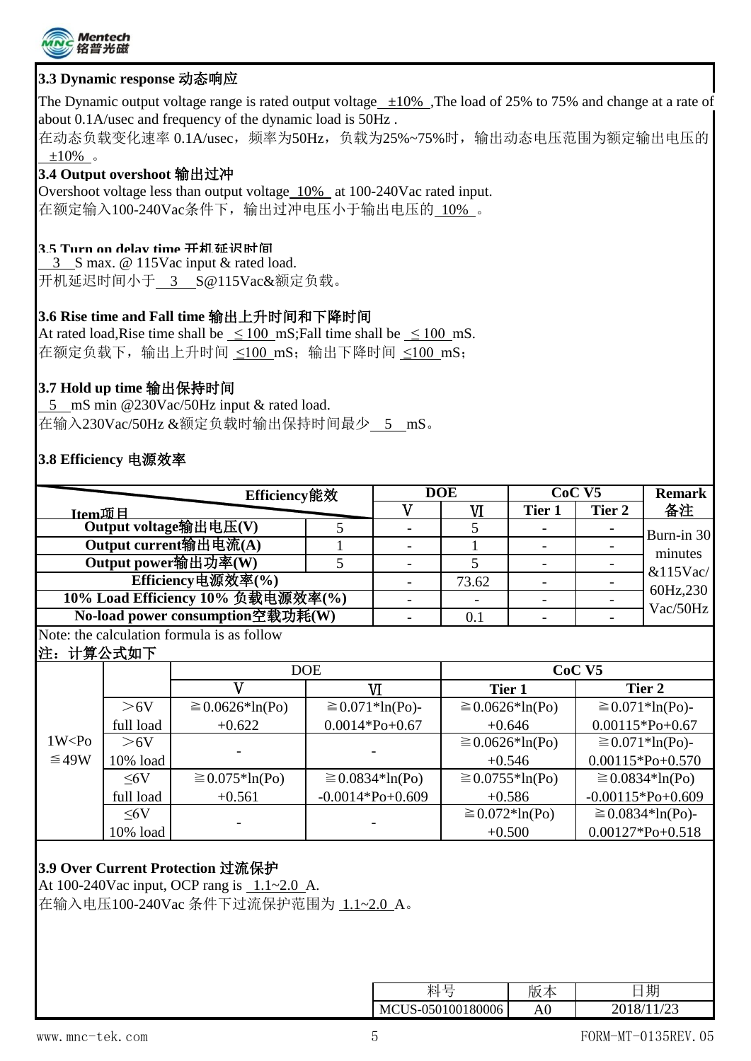### 3.3 Dynamic response 动态响应

The Dynamic output voltage range is rated output voltage ±10% ,The load of 25% to 75% and change at a rate of about 0.1A/usec and frequency of the dynamic load is 50Hz .
在动态负载变化速率 0.1A/usec，频率为50Hz，负载为25%~75%时，输出动态电压范围为额定输出电压的 ±10% 。

### 3.4 Output overshoot 输出过冲

Overshoot voltage less than output voltage 10% at 100-240Vac rated input.
在额定输入100-240Vac条件下，输出过冲电压小于输出电压的 10% 。

### 3.5 Turn on delay time 开机延迟时间

3 S max. @ 115Vac input & rated load.
开机延迟时间小于 3 S@115Vac&额定负载。

### 3.6 Rise time and Fall time 输出上升时间和下降时间

At rated load,Rise time shall be ≤100 mS;Fall time shall be ≤100 mS.
在额定负载下，输出上升时间 ≤100 mS；输出下降时间 ≤100 mS；

### 3.7 Hold up time 输出保持时间

5 mS min @230Vac/50Hz input & rated load.
在输入230Vac/50Hz &额定负载时输出保持时间最少 5 mS。

### 3.8 Efficiency 电源效率

| Item项目 \ Efficiency能效 | | DOE V | DOE VI | CoC V5 Tier 1 | CoC V5 Tier 2 | Remark 备注 |
|---|---|---|---|---|---|---|
| Output voltage输出电压(V) | 5 | - | 5 | - | - | Burn-in 30 minutes &115Vac/60Hz,230Vac/50Hz |
| Output current输出电流(A) | 1 | - | 1 | - | - | |
| Output power输出功率(W) | 5 | - | 5 | - | - | |
| Efficiency电源效率(%) | | - | 73.62 | - | - | |
| 10% Load Efficiency 10% 负载电源效率(%) | | - | - | - | - | |
| No-load power consumption空载功耗(W) | | - | 0.1 | - | - | |

Note: the calculation formula is as follow
注：计算公式如下

| | | DOE V | DOE VI | CoC V5 Tier 1 | CoC V5 Tier 2 |
|---|---|---|---|---|---|
| 1W<Po≦49W | >6V full load | ≧0.0626*ln(Po)+0.622 | ≧0.071*ln(Po)-0.0014*Po+0.67 | ≧0.0626*ln(Po)+0.646 | ≧0.071*ln(Po)-0.00115*Po+0.67 |
| | >6V 10% load | - | - | ≧0.0626*ln(Po)+0.546 | ≧0.071*ln(Po)-0.00115*Po+0.570 |
| | ≤6V full load | ≧0.075*ln(Po)+0.561 | ≧0.0834*ln(Po)-0.0014*Po+0.609 | ≧0.0755*ln(Po)+0.586 | ≧0.0834*ln(Po)-0.00115*Po+0.609 |
| | ≤6V 10% load | - | - | ≧0.072*ln(Po)+0.500 | ≧0.0834*ln(Po)-0.00127*Po+0.518 |

### 3.9 Over Current Protection 过流保护

At 100-240Vac input, OCP rang is 1.1~2.0 A.
在输入电压100-240Vac 条件下过流保护范围为 1.1~2.0 A。

| 料号 | 版本 | 日期 |
|---|---|---|
| MCUS-050100180006 | A0 | 2018/11/23 |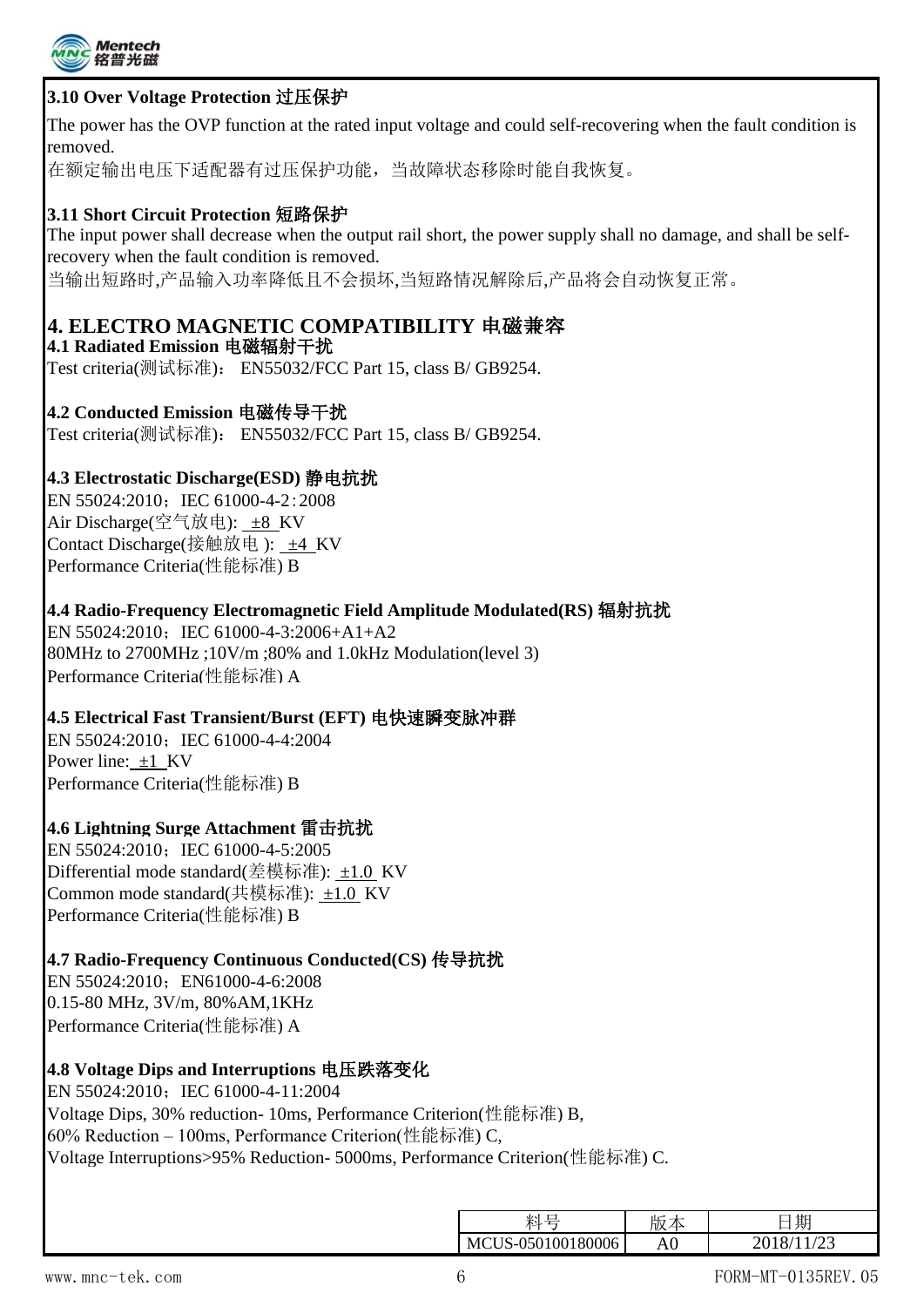### 3.10 Over Voltage Protection 过压保护

The power has the OVP function at the rated input voltage and could self-recovering when the fault condition is removed.

在额定输出电压下适配器有过压保护功能，当故障状态移除时能自我恢复。

### 3.11 Short Circuit Protection 短路保护

The input power shall decrease when the output rail short, the power supply shall no damage, and shall be self-recovery when the fault condition is removed.

当输出短路时,产品输入功率降低且不会损坏,当短路情况解除后,产品将会自动恢复正常。

## 4. ELECTRO MAGNETIC COMPATIBILITY 电磁兼容

### 4.1 Radiated Emission 电磁辐射干扰

Test criteria(测试标准)： EN55032/FCC Part 15, class B/ GB9254.

### 4.2 Conducted Emission 电磁传导干扰

Test criteria(测试标准)： EN55032/FCC Part 15, class B/ GB9254.

### 4.3 Electrostatic Discharge(ESD) 静电抗扰

EN 55024:2010；IEC 61000-4-2：2008

Air Discharge(空气放电): ±8 KV

Contact Discharge(接触放电 ): ±4 KV

Performance Criteria(性能标准) B

### 4.4 Radio-Frequency Electromagnetic Field Amplitude Modulated(RS) 辐射抗扰

EN 55024:2010；IEC 61000-4-3:2006+A1+A2

80MHz to 2700MHz ;10V/m ;80% and 1.0kHz Modulation(level 3)

Performance Criteria(性能标准) A

### 4.5 Electrical Fast Transient/Burst (EFT) 电快速瞬变脉冲群

EN 55024:2010；IEC 61000-4-4:2004

Power line: ±1 KV

Performance Criteria(性能标准) B

### 4.6 Lightning Surge Attachment 雷击抗扰

EN 55024:2010；IEC 61000-4-5:2005

Differential mode standard(差模标准): ±1.0 KV

Common mode standard(共模标准): ±1.0 KV

Performance Criteria(性能标准) B

### 4.7 Radio-Frequency Continuous Conducted(CS) 传导抗扰

EN 55024:2010；EN61000-4-6:2008

0.15-80 MHz, 3V/m, 80%AM,1KHz

Performance Criteria(性能标准) A

### 4.8 Voltage Dips and Interruptions 电压跌落变化

EN 55024:2010；IEC 61000-4-11:2004

Voltage Dips, 30% reduction- 10ms, Performance Criterion(性能标准) B,

60% Reduction – 100ms, Performance Criterion(性能标准) C,

Voltage Interruptions>95% Reduction- 5000ms, Performance Criterion(性能标准) C.

| 料号 | 版本 | 日期 |
|---|---|---|
| MCUS-050100180006 | A0 | 2018/11/23 |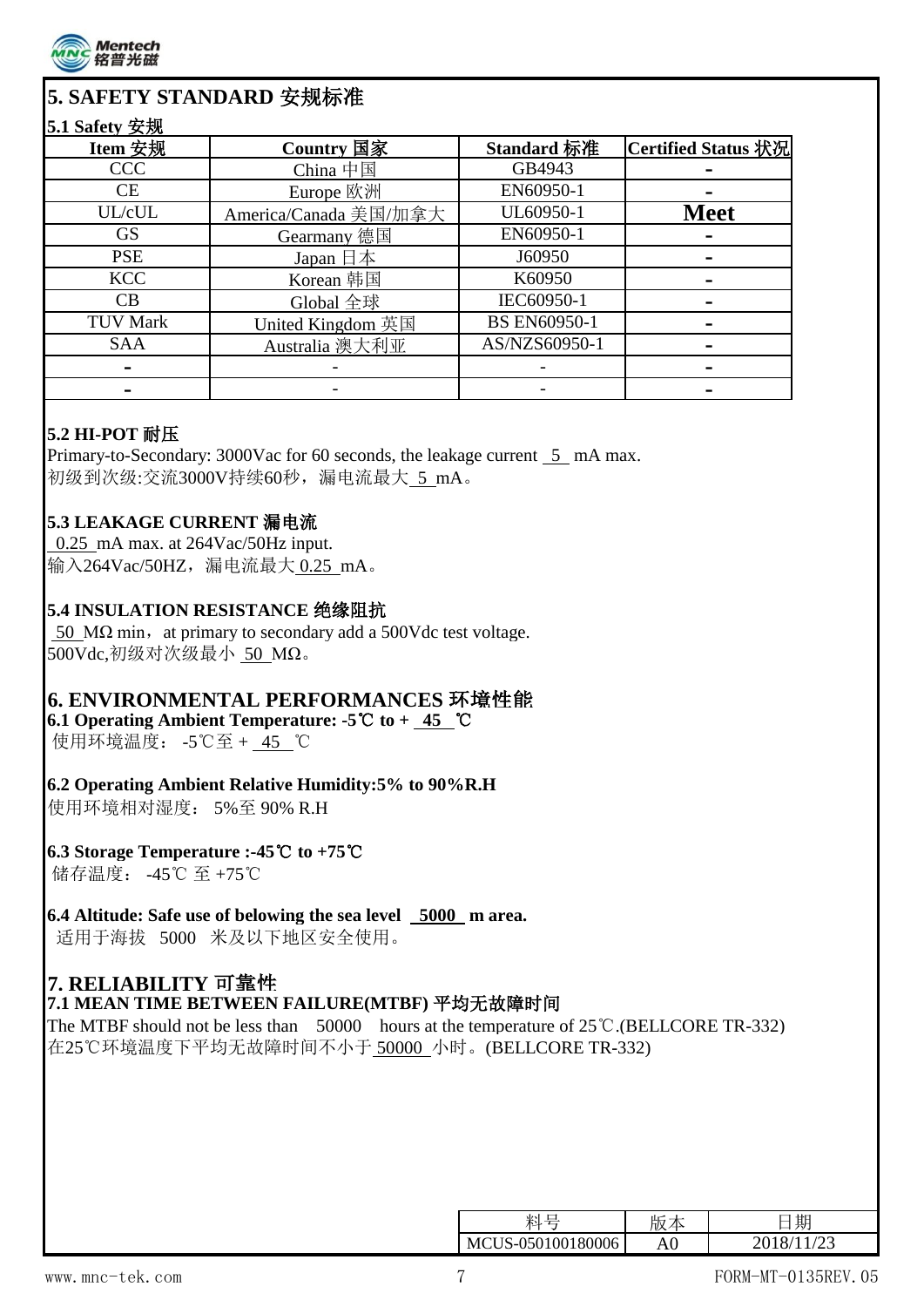# 5. SAFETY STANDARD 安规标准

**5.1 Safety 安规**

| Item 安规 | Country 国家 | Standard 标准 | Certified Status 状况 |
|---|---|---|---|
| CCC | China 中国 | GB4943 | - |
| CE | Europe 欧洲 | EN60950-1 | - |
| UL/cUL | America/Canada 美国/加拿大 | UL60950-1 | **Meet** |
| GS | Gearmany 德国 | EN60950-1 | - |
| PSE | Japan 日本 | J60950 | - |
| KCC | Korean 韩国 | K60950 | - |
| CB | Global 全球 | IEC60950-1 | - |
| TUV Mark | United Kingdom 英国 | BS EN60950-1 | - |
| SAA | Australia 澳大利亚 | AS/NZS60950-1 | - |
| - | - | - | - |
| - | - | - | - |

**5.2 HI-POT 耐压**

Primary-to-Secondary: 3000Vac for 60 seconds, the leakage current 5 mA max.
初级到次级:交流3000V持续60秒，漏电流最大 5 mA。

**5.3 LEAKAGE CURRENT 漏电流**

0.25 mA max. at 264Vac/50Hz input.
输入264Vac/50HZ，漏电流最大 0.25 mA。

**5.4 INSULATION RESISTANCE 绝缘阻抗**

50 MΩ min，at primary to secondary add a 500Vdc test voltage.
500Vdc,初级对次级最小 50 MΩ。

# 6. ENVIRONMENTAL PERFORMANCES 环境性能

**6.1 Operating Ambient Temperature: -5℃ to + 45 ℃**
使用环境温度： -5℃至 + 45 ℃

**6.2 Operating Ambient Relative Humidity:5% to 90%R.H**
使用环境相对湿度： 5%至 90% R.H

**6.3 Storage Temperature :-45℃ to +75℃**
储存温度： -45℃ 至 +75℃

**6.4 Altitude: Safe use of belowing the sea level 5000 m area.**
适用于海拔 5000 米及以下地区安全使用。

# 7. RELIABILITY 可靠性

**7.1 MEAN TIME BETWEEN FAILURE(MTBF) 平均无故障时间**

The MTBF should not be less than 50000 hours at the temperature of 25℃.(BELLCORE TR-332)
在25℃环境温度下平均无故障时间不小于 50000 小时。(BELLCORE TR-332)

| 料号 | 版本 | 日期 |
|---|---|---|
| MCUS-050100180006 | A0 | 2018/11/23 |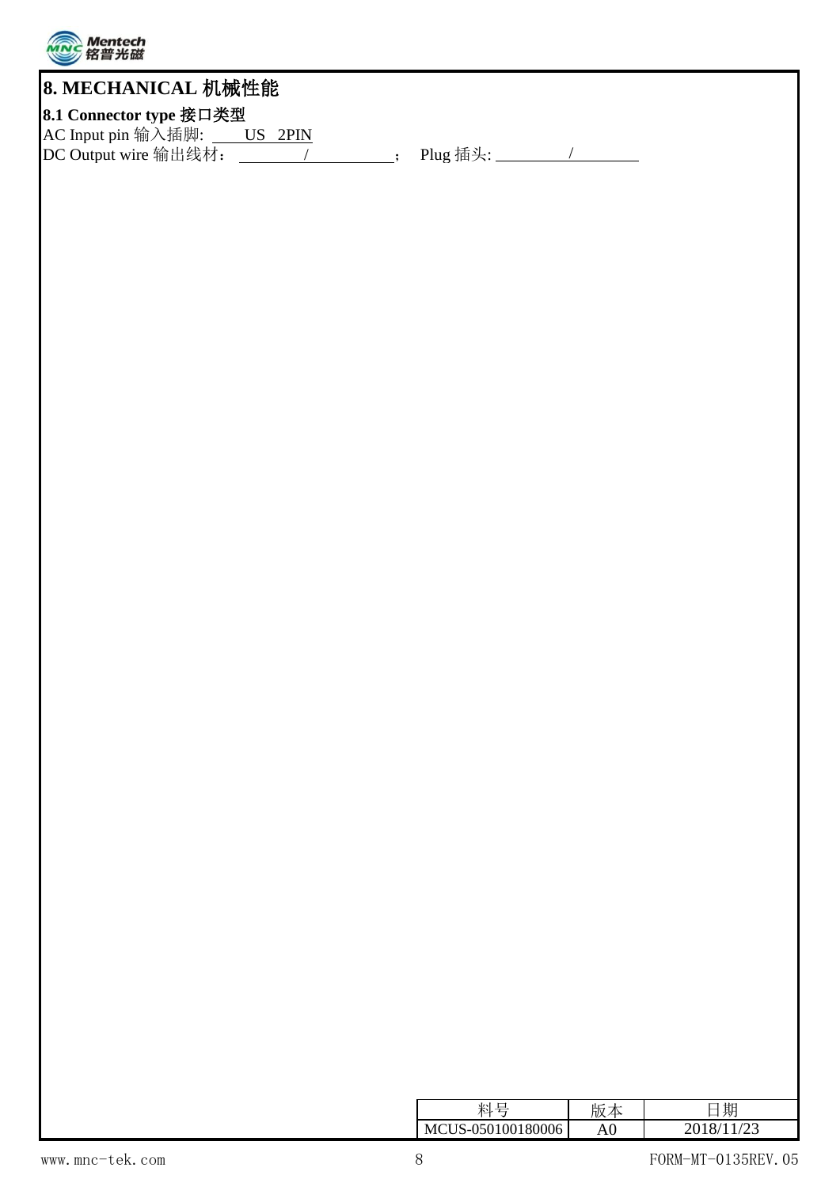# 8. MECHANICAL 机械性能

## 8.1 Connector type 接口类型

AC Input pin 输入插脚: US 2PIN

DC Output wire 输出线材： / ； Plug 插头: /

| 料号 | 版本 | 日期 |
|---|---|---|
| MCUS-050100180006 | A0 | 2018/11/23 |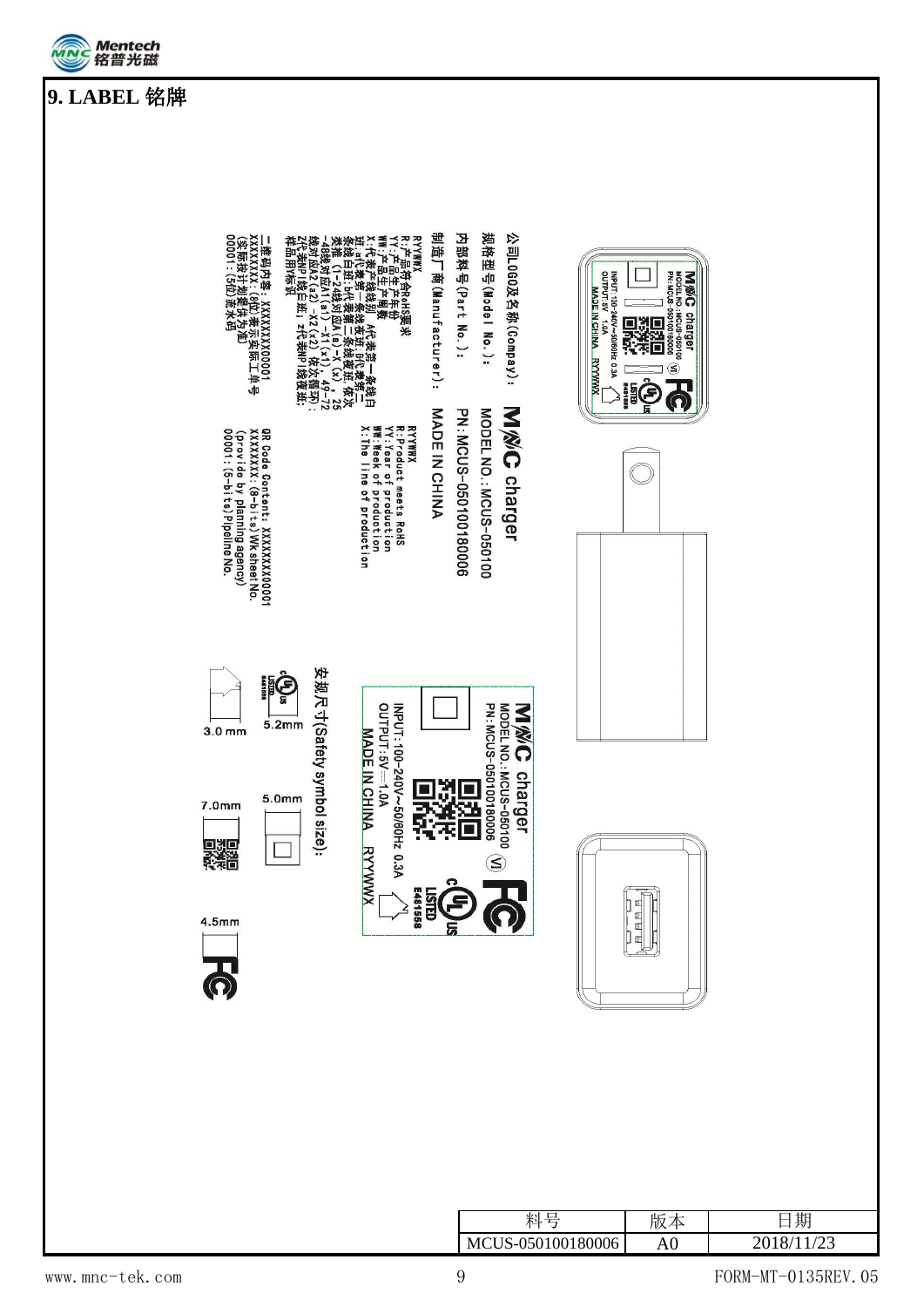# 9. LABEL 铭牌

公司LOGO及名称(Compay): MNC charger

规格型号(Model No.): MODEL NO.:MCUS-050100

内部料号(Part No.): PN:MCUS-050100180006

制造厂商(Manufacturer): MADE IN CHINA

RYYWWX
R:产品符合RoHS要求
YY:产品生产年份
WW:产品生产周数
X:代表产线线别，A代表第一条线白班；a代表第一条线夜班；B代表第二条线白班；b代表第二条线夜班，依次类推（1-24线对应A(a)-X(x)，25-48线对应A1(a1)-X1(x1)，49-72线对应A2(a2)-X2(x2) 依次循环）；Z代表NPI线白班；z代表NPI线夜班；样品用W标识

RYYWWX
R:Product meets RoHS
YY:Year of production
WW:Week of production
X:The line of production

二维码内容：XXXXXXXXX00001
XXXXXXXX:(8位)表示实际工单号
(实际按计划提供为准)
00001:(5位)流水码

QR Code Content: XXXXXXXXX00001
XXXXXXXX:(8-bits)Wk sheet No.
(provide by planning agency)
00001:(5-bits)Pipeline No.

MNC charger
MODEL NO.:MCUS-050100
PN:MCUS-050100180006
INPUT:100-240V~50/60Hz 0.3A
OUTPUT:5V ⎓ 1.0A
MADE IN CHINA RYYWWX
LISTED E481588

安规尺寸(Safety symbol size):

5.2mm
5.0mm
3.0 mm
7.0mm
4.5mm

| 料号 | 版本 | 日期 |
|---|---|---|
| MCUS-050100180006 | A0 | 2018/11/23 |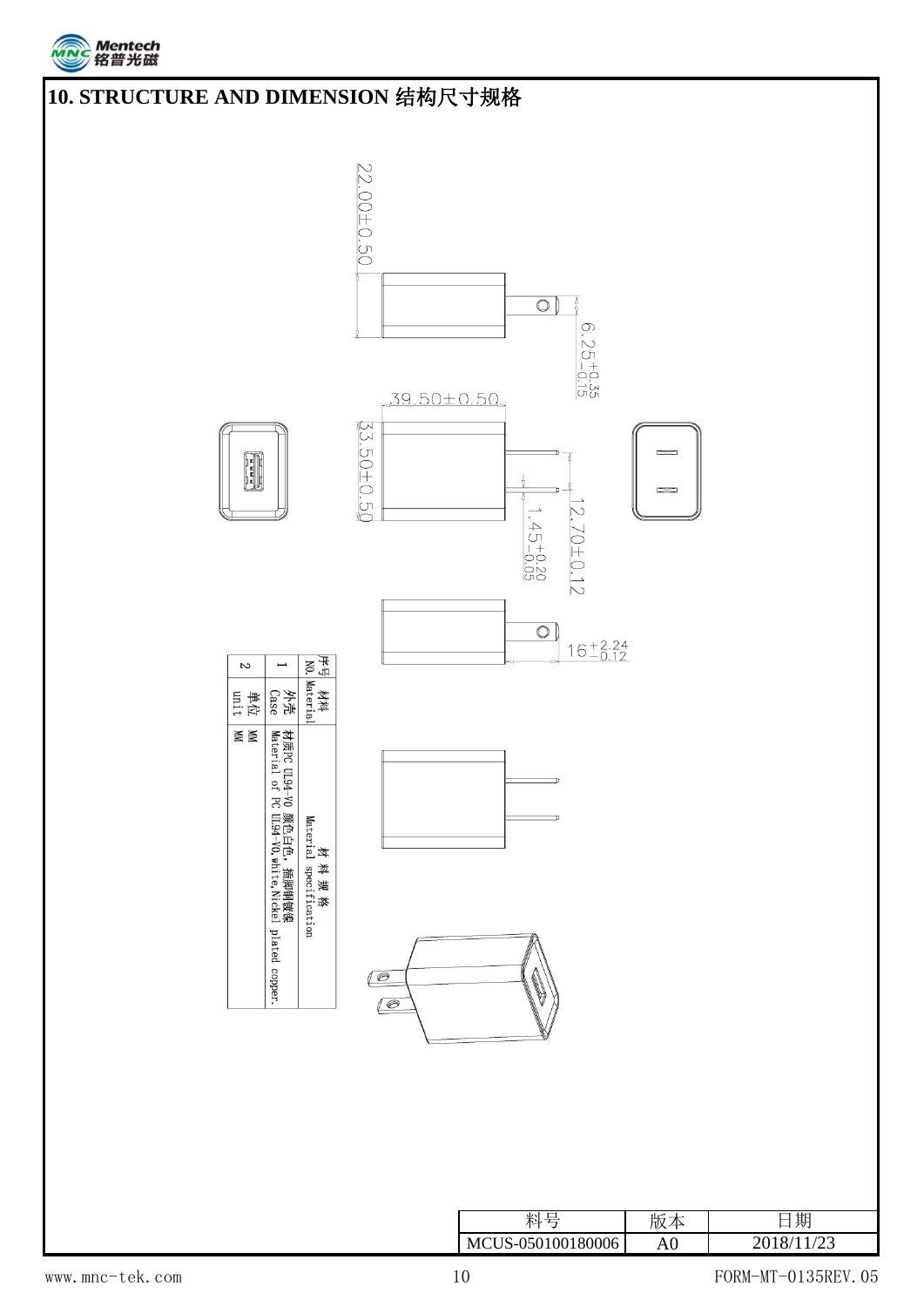# 10. STRUCTURE AND DIMENSION 结构尺寸规格

22.00±0.50

6.25 $^{+0.35}_{-0.15}$

39.50±0.50

33.50±0.50

12.70±0.12

1.45 $^{+0.20}_{-0.05}$

16 $^{+2.24}_{-0.12}$

| 序号 NO. | 材料 Material | 材料规格 Material specification |
|---|---|---|
| 1 | 外壳 Case | 材质PC UL94-V0 颜色白色，插脚铜镀镍 Material of PC UL94-V0,white,Nickel plated copper. |
| 2 | 单位 unit | MM |

| 料号 | 版本 | 日期 |
|---|---|---|
| MCUS-050100180006 | A0 | 2018/11/23 |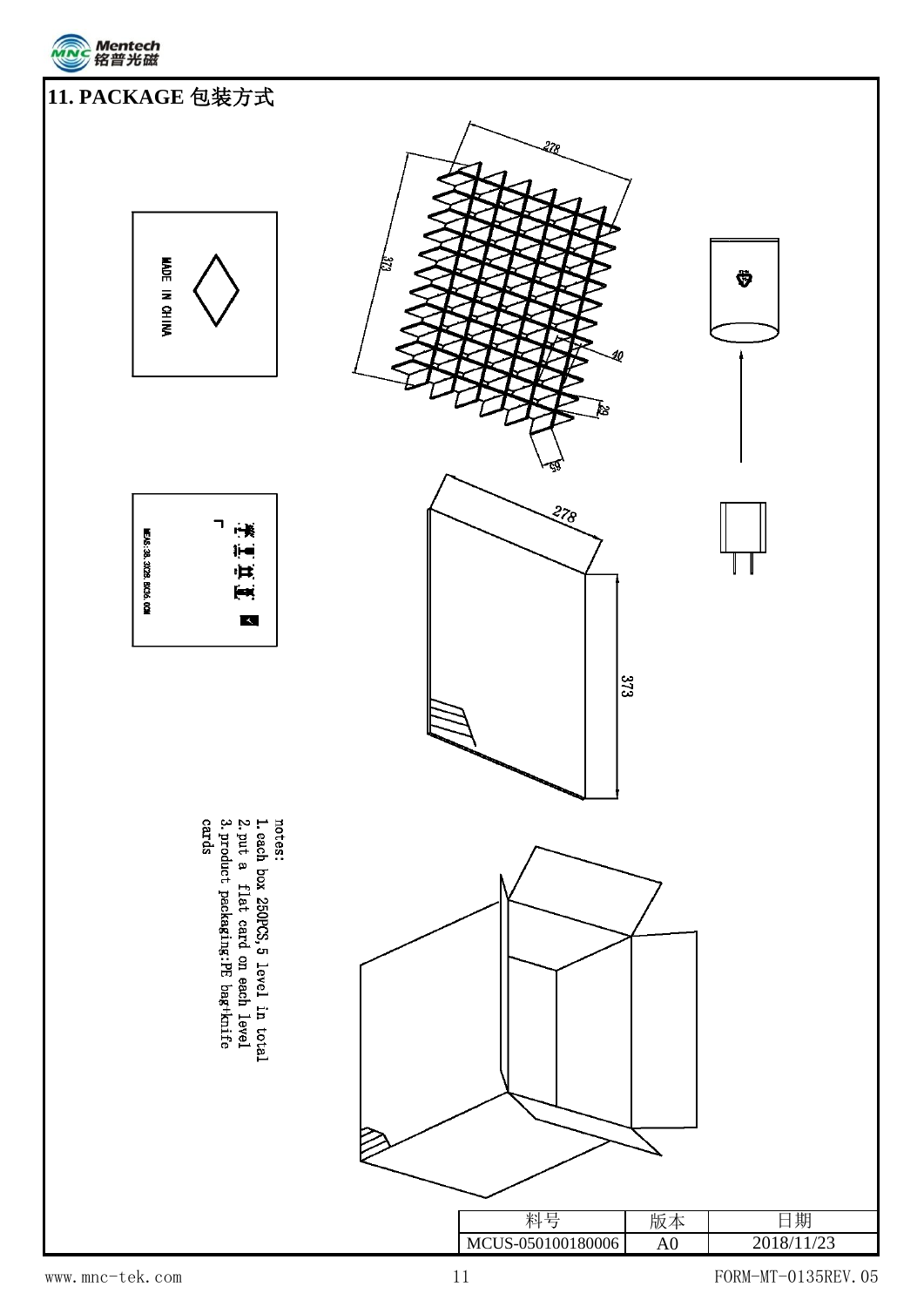## 11. PACKAGE 包装方式

notes:
1.each box 250PCS,5 level in total
2.put a flat card on each level
3.product packaging:PE bag+knife cards

| 料号 | 版本 | 日期 |
| --- | --- | --- |
| MCUS-050100180006 | A0 | 2018/11/23 |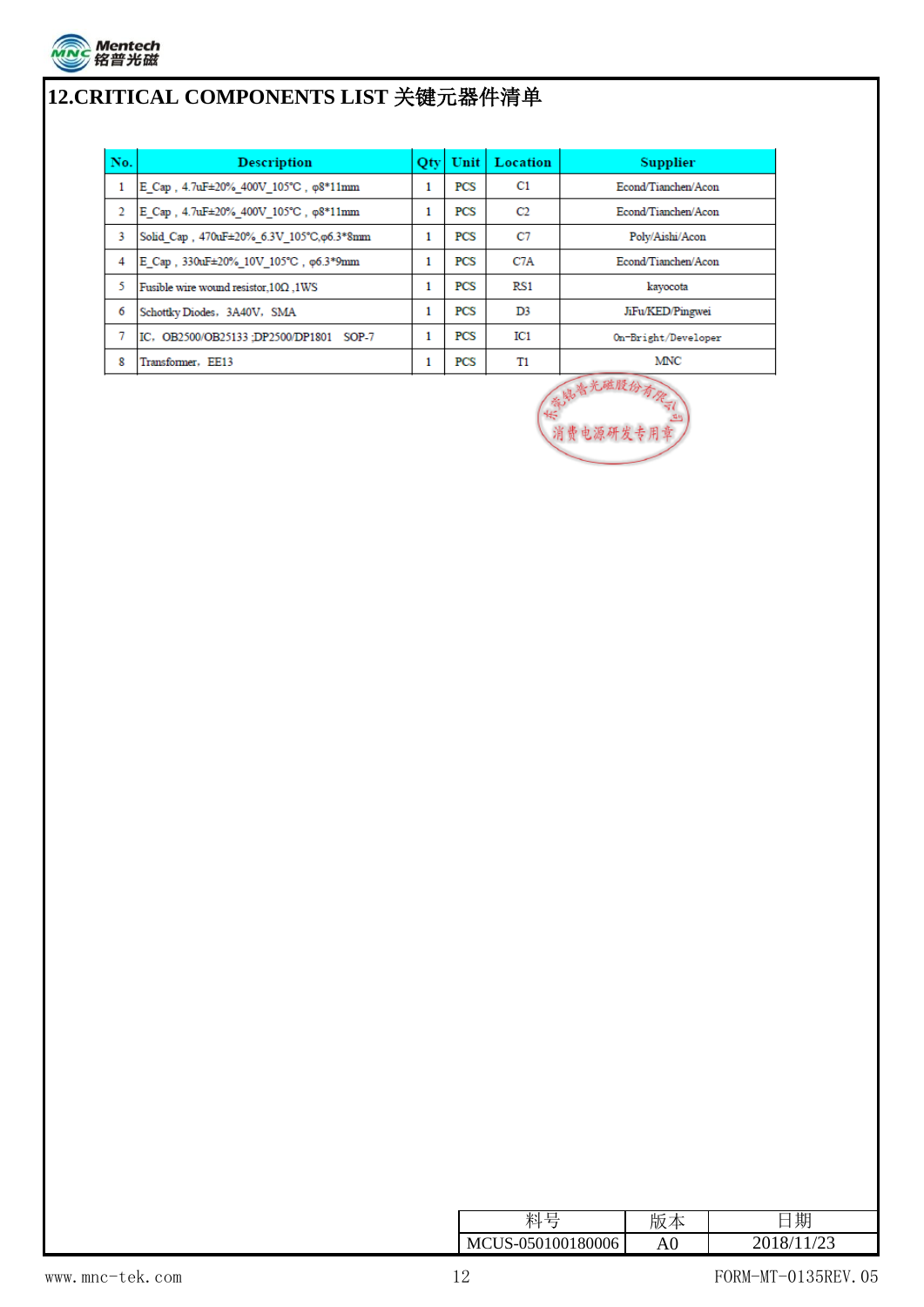## 12.CRITICAL COMPONENTS LIST 关键元器件清单

| No. | Description | Qty | Unit | Location | Supplier |
|---|---|---|---|---|---|
| 1 | E_Cap，4.7uF±20%_400V_105℃，φ8*11mm | 1 | PCS | C1 | Econd/Tianchen/Acon |
| 2 | E_Cap，4.7uF±20%_400V_105℃，φ8*11mm | 1 | PCS | C2 | Econd/Tianchen/Acon |
| 3 | Solid_Cap，470uF±20%_6.3V_105℃,φ6.3*8mm | 1 | PCS | C7 | Poly/Aishi/Acon |
| 4 | E_Cap，330uF±20%_10V_105℃，φ6.3*9mm | 1 | PCS | C7A | Econd/Tianchen/Acon |
| 5 | Fusible wire wound resistor,10Ω ,1WS | 1 | PCS | RS1 | kayocota |
| 6 | Schottky Diodes，3A40V，SMA | 1 | PCS | D3 | JiFu/KED/Pingwei |
| 7 | IC，OB2500/OB25133 ;DP2500/DP1801　SOP-7 | 1 | PCS | IC1 | On-Bright/Developer |
| 8 | Transformer，EE13 | 1 | PCS | T1 | MNC |

| 料号 | 版本 | 日期 |
|---|---|---|
| MCUS-050100180006 | A0 | 2018/11/23 |